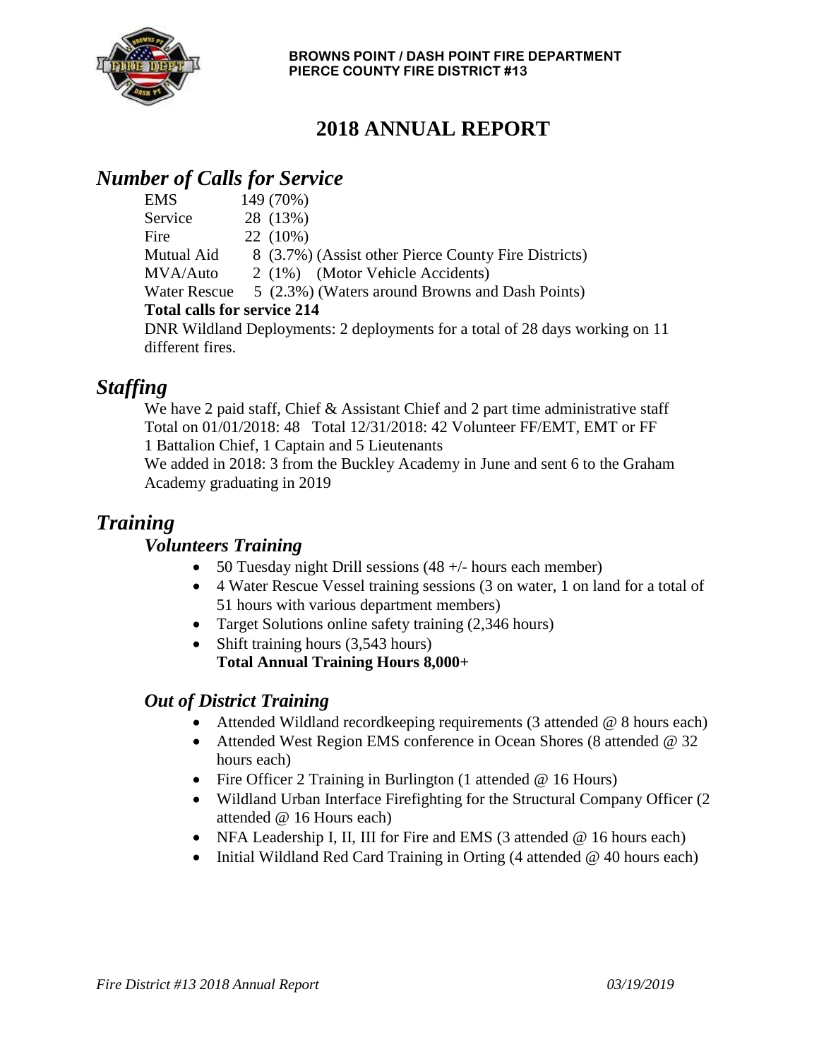**BROWNS POINT / DASH POINT FIRE DEPARTMENT**
**PIERCE COUNTY FIRE DISTRICT #13**

# 2018 ANNUAL REPORT

## *Number of Calls for Service*

| | |
|---|---|
| EMS | 149 (70%) |
| Service | 28 (13%) |
| Fire | 22 (10%) |
| Mutual Aid | 8 (3.7%) (Assist other Pierce County Fire Districts) |
| MVA/Auto | 2 (1%) (Motor Vehicle Accidents) |
| Water Rescue | 5 (2.3%) (Waters around Browns and Dash Points) |

**Total calls for service 214**

DNR Wildland Deployments: 2 deployments for a total of 28 days working on 11 different fires.

## *Staffing*

We have 2 paid staff, Chief & Assistant Chief and 2 part time administrative staff
Total on 01/01/2018: 48 Total 12/31/2018: 42 Volunteer FF/EMT, EMT or FF
1 Battalion Chief, 1 Captain and 5 Lieutenants
We added in 2018: 3 from the Buckley Academy in June and sent 6 to the Graham Academy graduating in 2019

## *Training*

### *Volunteers Training*

- 50 Tuesday night Drill sessions (48 +/- hours each member)
- 4 Water Rescue Vessel training sessions (3 on water, 1 on land for a total of 51 hours with various department members)
- Target Solutions online safety training (2,346 hours)
- Shift training hours (3,543 hours)
  **Total Annual Training Hours 8,000+**

### *Out of District Training*

- Attended Wildland recordkeeping requirements (3 attended @ 8 hours each)
- Attended West Region EMS conference in Ocean Shores (8 attended @ 32 hours each)
- Fire Officer 2 Training in Burlington (1 attended @ 16 Hours)
- Wildland Urban Interface Firefighting for the Structural Company Officer (2 attended @ 16 Hours each)
- NFA Leadership I, II, III for Fire and EMS (3 attended @ 16 hours each)
- Initial Wildland Red Card Training in Orting (4 attended @ 40 hours each)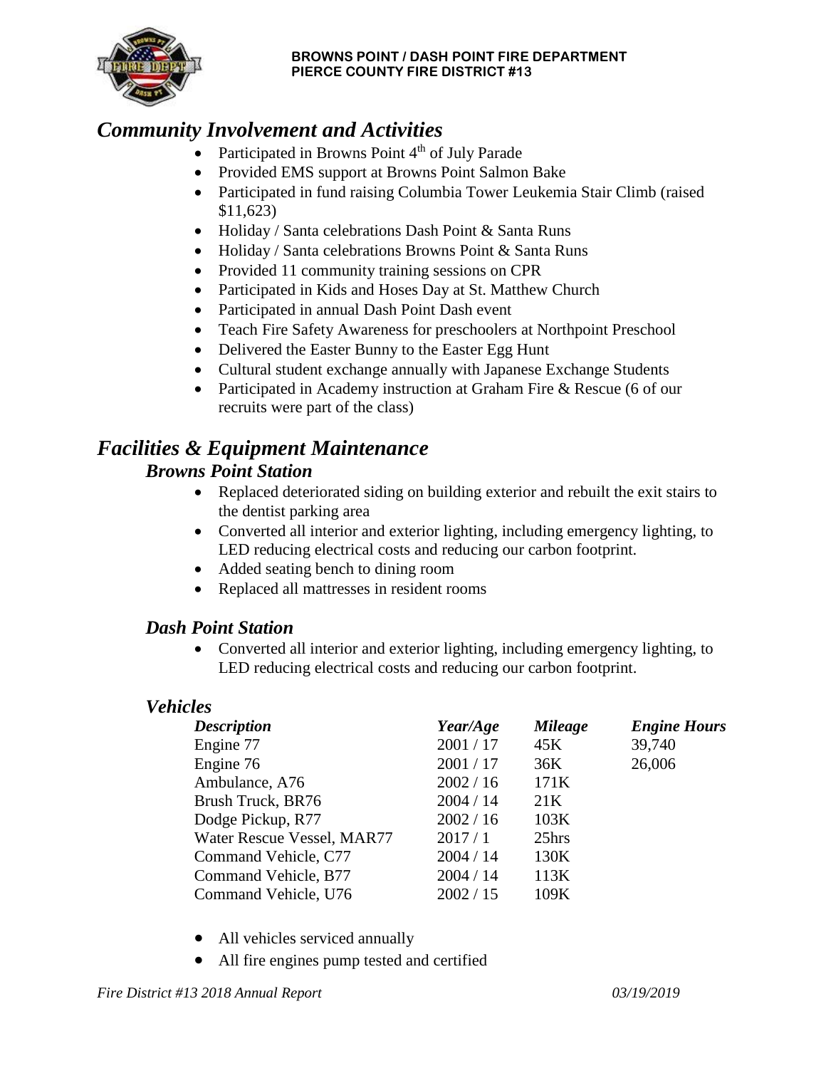## *Community Involvement and Activities*

- Participated in Browns Point 4th of July Parade
- Provided EMS support at Browns Point Salmon Bake
- Participated in fund raising Columbia Tower Leukemia Stair Climb (raised $11,623)
- Holiday / Santa celebrations Dash Point & Santa Runs
- Holiday / Santa celebrations Browns Point & Santa Runs
- Provided 11 community training sessions on CPR
- Participated in Kids and Hoses Day at St. Matthew Church
- Participated in annual Dash Point Dash event
- Teach Fire Safety Awareness for preschoolers at Northpoint Preschool
- Delivered the Easter Bunny to the Easter Egg Hunt
- Cultural student exchange annually with Japanese Exchange Students
- Participated in Academy instruction at Graham Fire & Rescue (6 of our recruits were part of the class)

## *Facilities & Equipment Maintenance*

### *Browns Point Station*

- Replaced deteriorated siding on building exterior and rebuilt the exit stairs to the dentist parking area
- Converted all interior and exterior lighting, including emergency lighting, to LED reducing electrical costs and reducing our carbon footprint.
- Added seating bench to dining room
- Replaced all mattresses in resident rooms

### *Dash Point Station*

- Converted all interior and exterior lighting, including emergency lighting, to LED reducing electrical costs and reducing our carbon footprint.

### *Vehicles*

| *Description* | *Year/Age* | *Mileage* | *Engine Hours* |
|---|---|---|---|
| Engine 77 | 2001 / 17 | 45K | 39,740 |
| Engine 76 | 2001 / 17 | 36K | 26,006 |
| Ambulance, A76 | 2002 / 16 | 171K | |
| Brush Truck, BR76 | 2004 / 14 | 21K | |
| Dodge Pickup, R77 | 2002 / 16 | 103K | |
| Water Rescue Vessel, MAR77 | 2017 / 1 | 25hrs | |
| Command Vehicle, C77 | 2004 / 14 | 130K | |
| Command Vehicle, B77 | 2004 / 14 | 113K | |
| Command Vehicle, U76 | 2002 / 15 | 109K | |

- All vehicles serviced annually
- All fire engines pump tested and certified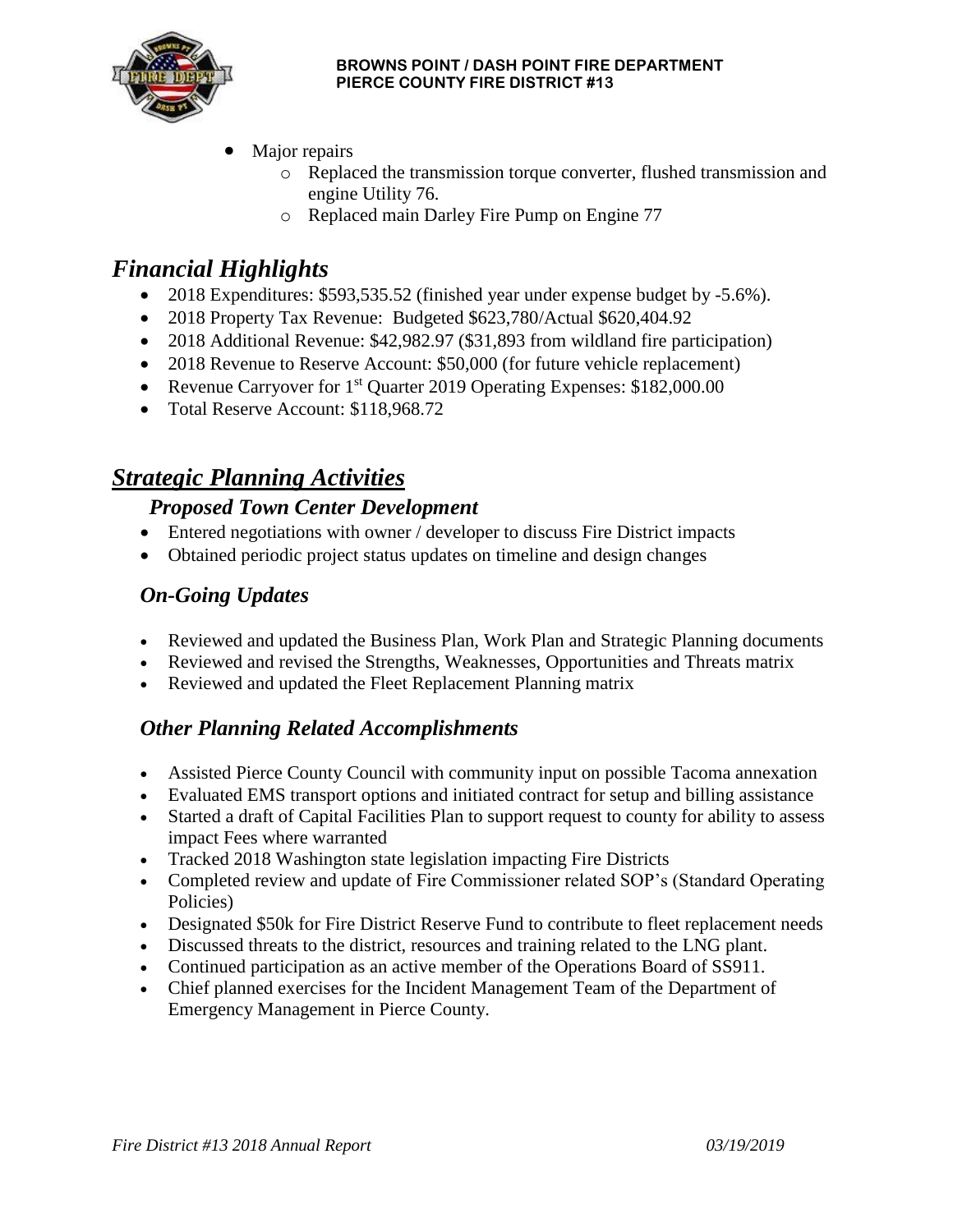- Major repairs
  - Replaced the transmission torque converter, flushed transmission and engine Utility 76.
  - Replaced main Darley Fire Pump on Engine 77

## *Financial Highlights*

- 2018 Expenditures: $593,535.52 (finished year under expense budget by -5.6%).
- 2018 Property Tax Revenue: Budgeted $623,780/Actual $620,404.92
- 2018 Additional Revenue: $42,982.97 ($31,893 from wildland fire participation)
- 2018 Revenue to Reserve Account: $50,000 (for future vehicle replacement)
- Revenue Carryover for 1st Quarter 2019 Operating Expenses: $182,000.00
- Total Reserve Account: $118,968.72

## ***Strategic Planning Activities***

### *Proposed Town Center Development*

- Entered negotiations with owner / developer to discuss Fire District impacts
- Obtained periodic project status updates on timeline and design changes

### *On-Going Updates*

- Reviewed and updated the Business Plan, Work Plan and Strategic Planning documents
- Reviewed and revised the Strengths, Weaknesses, Opportunities and Threats matrix
- Reviewed and updated the Fleet Replacement Planning matrix

### *Other Planning Related Accomplishments*

- Assisted Pierce County Council with community input on possible Tacoma annexation
- Evaluated EMS transport options and initiated contract for setup and billing assistance
- Started a draft of Capital Facilities Plan to support request to county for ability to assess impact Fees where warranted
- Tracked 2018 Washington state legislation impacting Fire Districts
- Completed review and update of Fire Commissioner related SOP's (Standard Operating Policies)
- Designated $50k for Fire District Reserve Fund to contribute to fleet replacement needs
- Discussed threats to the district, resources and training related to the LNG plant.
- Continued participation as an active member of the Operations Board of SS911.
- Chief planned exercises for the Incident Management Team of the Department of Emergency Management in Pierce County.